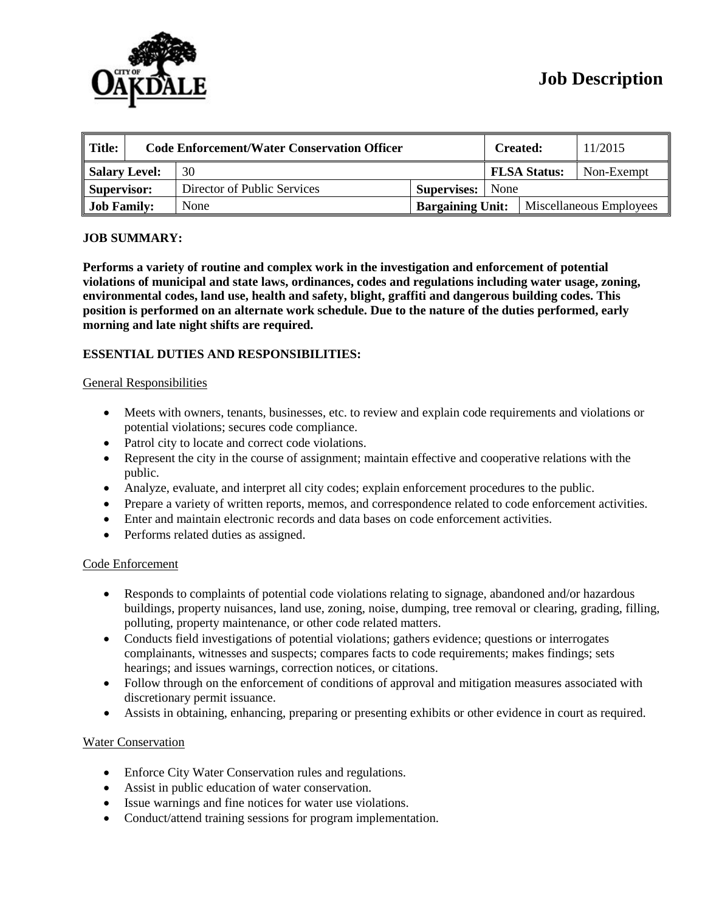# Job Description

| Title: | Code Enforcement/Water Conservation Officer | | | Created: | 11/2015 |
|---|---|---|---|---|---|
| Salary Level: | 30 | | | FLSA Status: | Non-Exempt |
| Supervisor: | Director of Public Services | Supervises: | None | | |
| Job Family: | None | Bargaining Unit: | | Miscellaneous Employees | |

**JOB SUMMARY:**

**Performs a variety of routine and complex work in the investigation and enforcement of potential violations of municipal and state laws, ordinances, codes and regulations including water usage, zoning, environmental codes, land use, health and safety, blight, graffiti and dangerous building codes. This position is performed on an alternate work schedule. Due to the nature of the duties performed, early morning and late night shifts are required.**

**ESSENTIAL DUTIES AND RESPONSIBILITIES:**

General Responsibilities

- Meets with owners, tenants, businesses, etc. to review and explain code requirements and violations or potential violations; secures code compliance.
- Patrol city to locate and correct code violations.
- Represent the city in the course of assignment; maintain effective and cooperative relations with the public.
- Analyze, evaluate, and interpret all city codes; explain enforcement procedures to the public.
- Prepare a variety of written reports, memos, and correspondence related to code enforcement activities.
- Enter and maintain electronic records and data bases on code enforcement activities.
- Performs related duties as assigned.

Code Enforcement

- Responds to complaints of potential code violations relating to signage, abandoned and/or hazardous buildings, property nuisances, land use, zoning, noise, dumping, tree removal or clearing, grading, filling, polluting, property maintenance, or other code related matters.
- Conducts field investigations of potential violations; gathers evidence; questions or interrogates complainants, witnesses and suspects; compares facts to code requirements; makes findings; sets hearings; and issues warnings, correction notices, or citations.
- Follow through on the enforcement of conditions of approval and mitigation measures associated with discretionary permit issuance.
- Assists in obtaining, enhancing, preparing or presenting exhibits or other evidence in court as required.

Water Conservation

- Enforce City Water Conservation rules and regulations.
- Assist in public education of water conservation.
- Issue warnings and fine notices for water use violations.
- Conduct/attend training sessions for program implementation.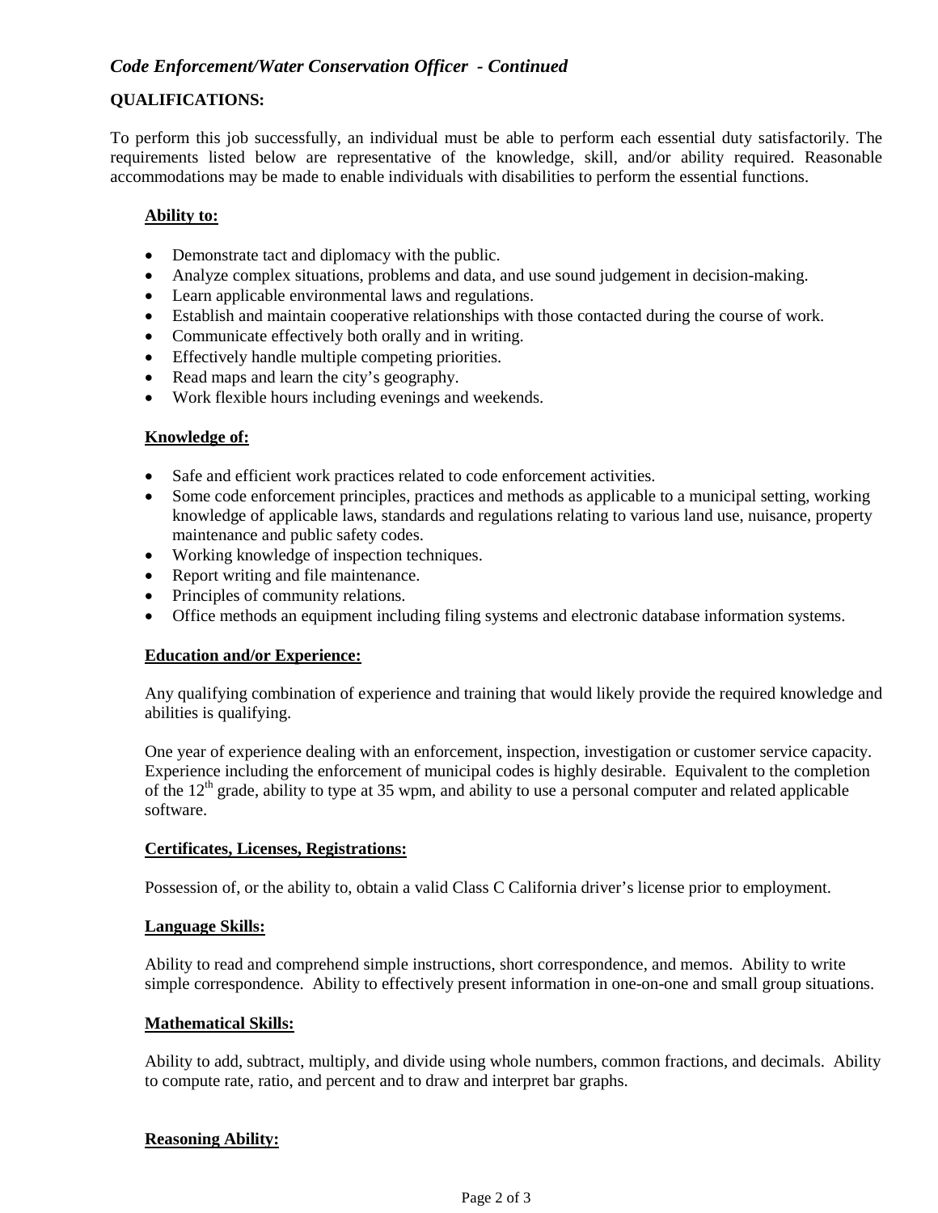*Code Enforcement/Water Conservation Officer - Continued*

**QUALIFICATIONS:**

To perform this job successfully, an individual must be able to perform each essential duty satisfactorily. The requirements listed below are representative of the knowledge, skill, and/or ability required. Reasonable accommodations may be made to enable individuals with disabilities to perform the essential functions.

**Ability to:**

- Demonstrate tact and diplomacy with the public.
- Analyze complex situations, problems and data, and use sound judgement in decision-making.
- Learn applicable environmental laws and regulations.
- Establish and maintain cooperative relationships with those contacted during the course of work.
- Communicate effectively both orally and in writing.
- Effectively handle multiple competing priorities.
- Read maps and learn the city's geography.
- Work flexible hours including evenings and weekends.

**Knowledge of:**

- Safe and efficient work practices related to code enforcement activities.
- Some code enforcement principles, practices and methods as applicable to a municipal setting, working knowledge of applicable laws, standards and regulations relating to various land use, nuisance, property maintenance and public safety codes.
- Working knowledge of inspection techniques.
- Report writing and file maintenance.
- Principles of community relations.
- Office methods an equipment including filing systems and electronic database information systems.

**Education and/or Experience:**

Any qualifying combination of experience and training that would likely provide the required knowledge and abilities is qualifying.

One year of experience dealing with an enforcement, inspection, investigation or customer service capacity. Experience including the enforcement of municipal codes is highly desirable. Equivalent to the completion of the 12th grade, ability to type at 35 wpm, and ability to use a personal computer and related applicable software.

**Certificates, Licenses, Registrations:**

Possession of, or the ability to, obtain a valid Class C California driver's license prior to employment.

**Language Skills:**

Ability to read and comprehend simple instructions, short correspondence, and memos. Ability to write simple correspondence. Ability to effectively present information in one-on-one and small group situations.

**Mathematical Skills:**

Ability to add, subtract, multiply, and divide using whole numbers, common fractions, and decimals. Ability to compute rate, ratio, and percent and to draw and interpret bar graphs.

**Reasoning Ability:**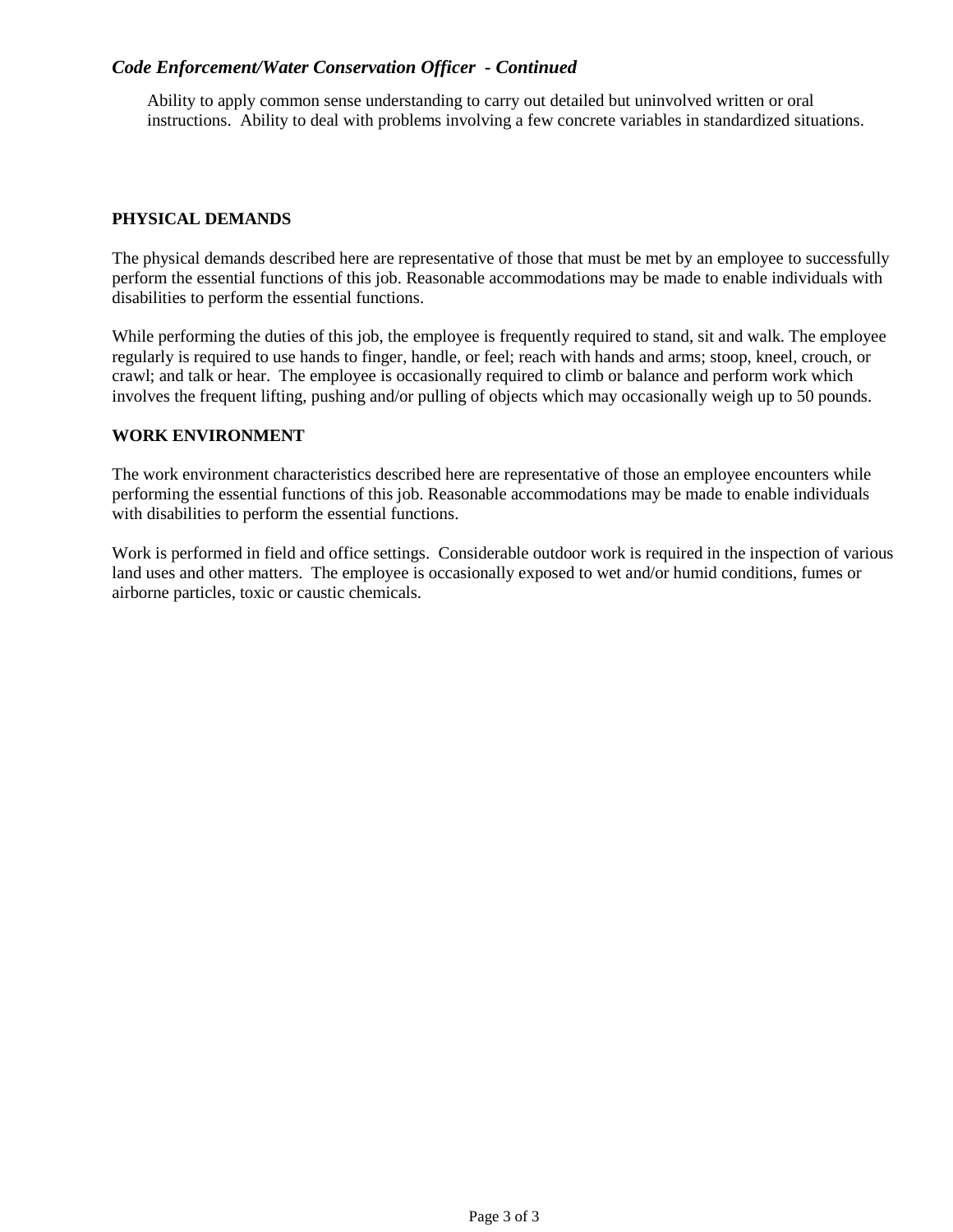Ability to apply common sense understanding to carry out detailed but uninvolved written or oral instructions. Ability to deal with problems involving a few concrete variables in standardized situations.

## PHYSICAL DEMANDS

The physical demands described here are representative of those that must be met by an employee to successfully perform the essential functions of this job. Reasonable accommodations may be made to enable individuals with disabilities to perform the essential functions.

While performing the duties of this job, the employee is frequently required to stand, sit and walk. The employee regularly is required to use hands to finger, handle, or feel; reach with hands and arms; stoop, kneel, crouch, or crawl; and talk or hear. The employee is occasionally required to climb or balance and perform work which involves the frequent lifting, pushing and/or pulling of objects which may occasionally weigh up to 50 pounds.

## WORK ENVIRONMENT

The work environment characteristics described here are representative of those an employee encounters while performing the essential functions of this job. Reasonable accommodations may be made to enable individuals with disabilities to perform the essential functions.

Work is performed in field and office settings. Considerable outdoor work is required in the inspection of various land uses and other matters. The employee is occasionally exposed to wet and/or humid conditions, fumes or airborne particles, toxic or caustic chemicals.